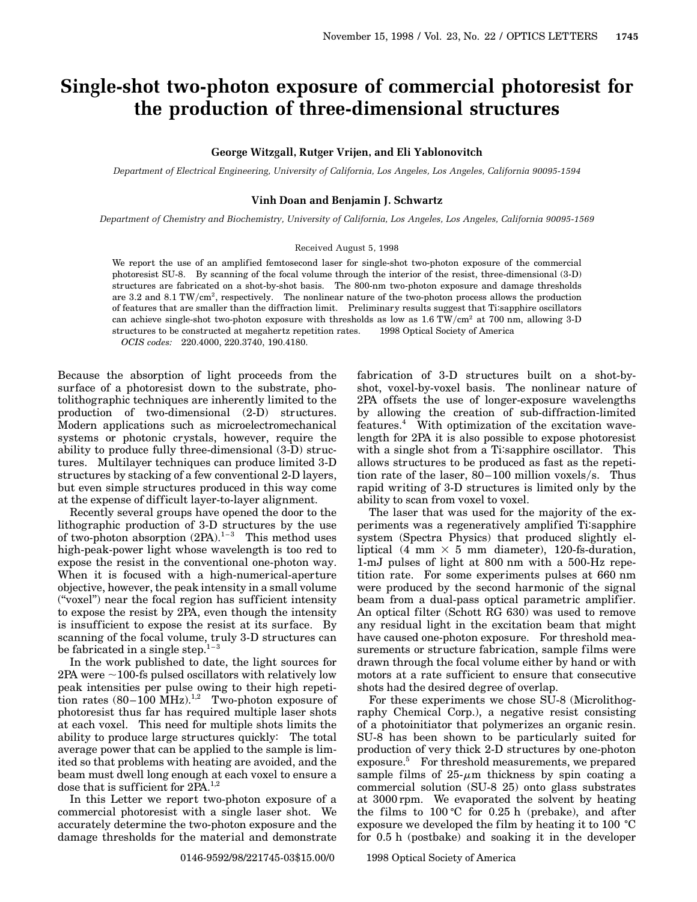# Single-shot two-photon exposure of commercial photoresist for the production of three-dimensional structures

**George Witzgall, Rutger Vrijen, and Eli Yablonovitch**

*Department of Electrical Engineering, University of California, Los Angeles, Los Angeles, California 90095-1594*

**Vinh Doan and Benjamin J. Schwartz**

*Department of Chemistry and Biochemistry, University of California, Los Angeles, Los Angeles, California 90095-1569*

Received August 5, 1998

We report the use of an amplified femtosecond laser for single-shot two-photon exposure of the commercial photoresist SU-8. By scanning of the focal volume through the interior of the resist, three-dimensional (3-D) structures are fabricated on a shot-by-shot basis. The 800-nm two-photon exposure and damage thresholds are 3.2 and 8.1 TW/cm$^2$, respectively. The nonlinear nature of the two-photon process allows the production of features that are smaller than the diffraction limit. Preliminary results suggest that Ti:sapphire oscillators can achieve single-shot two-photon exposure with thresholds as low as 1.6 TW/cm$^2$ at 700 nm, allowing 3-D structures to be constructed at megahertz repetition rates. © 1998 Optical Society of America

*OCIS codes:* 220.4000, 220.3740, 190.4180.

Because the absorption of light proceeds from the surface of a photoresist down to the substrate, photolithographic techniques are inherently limited to the production of two-dimensional (2-D) structures. Modern applications such as microelectromechanical systems or photonic crystals, however, require the ability to produce fully three-dimensional (3-D) structures. Multilayer techniques can produce limited 3-D structures by stacking of a few conventional 2-D layers, but even simple structures produced in this way come at the expense of difficult layer-to-layer alignment.

Recently several groups have opened the door to the lithographic production of 3-D structures by the use of two-photon absorption (2PA).[1–3] This method uses high-peak-power light whose wavelength is too red to expose the resist in the conventional one-photon way. When it is focused with a high-numerical-aperture objective, however, the peak intensity in a small volume ("voxel") near the focal region has sufficient intensity to expose the resist by 2PA, even though the intensity is insufficient to expose the resist at its surface. By scanning of the focal volume, truly 3-D structures can be fabricated in a single step.[1–3]

In the work published to date, the light sources for 2PA were ~100-fs pulsed oscillators with relatively low peak intensities per pulse owing to their high repetition rates (80–100 MHz).[1,2] Two-photon exposure of photoresist thus far has required multiple laser shots at each voxel. This need for multiple shots limits the ability to produce large structures quickly: The total average power that can be applied to the sample is limited so that problems with heating are avoided, and the beam must dwell long enough at each voxel to ensure a dose that is sufficient for 2PA.[1,2]

In this Letter we report two-photon exposure of a commercial photoresist with a single laser shot. We accurately determine the two-photon exposure and the damage thresholds for the material and demonstrate fabrication of 3-D structures built on a shot-by-shot, voxel-by-voxel basis. The nonlinear nature of 2PA offsets the use of longer-exposure wavelengths by allowing the creation of sub-diffraction-limited features.[4] With optimization of the excitation wavelength for 2PA it is also possible to expose photoresist with a single shot from a Ti:sapphire oscillator. This allows structures to be produced as fast as the repetition rate of the laser, 80–100 million voxels/s. Thus rapid writing of 3-D structures is limited only by the ability to scan from voxel to voxel.

The laser that was used for the majority of the experiments was a regeneratively amplified Ti:sapphire system (Spectra Physics) that produced slightly elliptical (4 mm × 5 mm diameter), 120-fs-duration, 1-mJ pulses of light at 800 nm with a 500-Hz repetition rate. For some experiments pulses at 660 nm were produced by the second harmonic of the signal beam from a dual-pass optical parametric amplifier. An optical filter (Schott RG 630) was used to remove any residual light in the excitation beam that might have caused one-photon exposure. For threshold measurements or structure fabrication, sample films were drawn through the focal volume either by hand or with motors at a rate sufficient to ensure that consecutive shots had the desired degree of overlap.

For these experiments we chose SU-8 (Microlithography Chemical Corp.), a negative resist consisting of a photoinitiator that polymerizes an organic resin. SU-8 has been shown to be particularly suited for production of very thick 2-D structures by one-photon exposure.[5] For threshold measurements, we prepared sample films of 25-μm thickness by spin coating a commercial solution (SU-8 25) onto glass substrates at 3000 rpm. We evaporated the solvent by heating the films to 100 °C for 0.25 h (prebake), and after exposure we developed the film by heating it to 100 °C for 0.5 h (postbake) and soaking it in the developer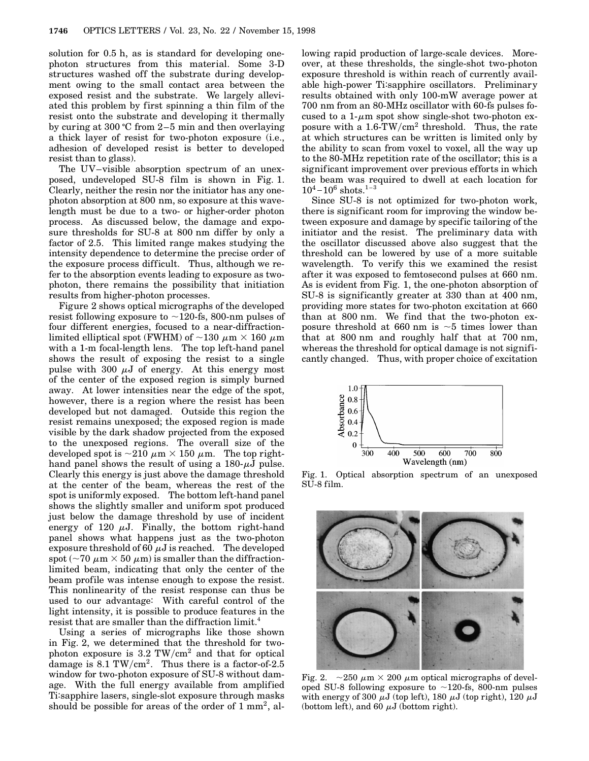solution for 0.5 h, as is standard for developing one-photon structures from this material. Some 3-D structures washed off the substrate during development owing to the small contact area between the exposed resist and the substrate. We largely alleviated this problem by first spinning a thin film of the resist onto the substrate and developing it thermally by curing at 300 °C from 2–5 min and then overlaying a thick layer of resist for two-photon exposure (i.e., adhesion of developed resist is better to developed resist than to glass).

The UV–visible absorption spectrum of an unexposed, undeveloped SU-8 film is shown in Fig. 1. Clearly, neither the resin nor the initiator has any one-photon absorption at 800 nm, so exposure at this wavelength must be due to a two- or higher-order photon process. As discussed below, the damage and exposure thresholds for SU-8 at 800 nm differ by only a factor of 2.5. This limited range makes studying the intensity dependence to determine the precise order of the exposure process difficult. Thus, although we refer to the absorption events leading to exposure as two-photon, there remains the possibility that initiation results from higher-photon processes.

Figure 2 shows optical micrographs of the developed resist following exposure to ~120-fs, 800-nm pulses of four different energies, focused to a near-diffraction-limited elliptical spot (FWHM) of ~130 $\mu$m × 160 $\mu$m with a 1-m focal-length lens. The top left-hand panel shows the result of exposing the resist to a single pulse with 300 $\mu$J of energy. At this energy most of the center of the exposed region is simply burned away. At lower intensities near the edge of the spot, however, there is a region where the resist has been developed but not damaged. Outside this region the resist remains unexposed; the exposed region is made visible by the dark shadow projected from the exposed to the unexposed regions. The overall size of the developed spot is ~210 $\mu$m × 150 $\mu$m. The top right-hand panel shows the result of using a 180-$\mu$J pulse. Clearly this energy is just above the damage threshold at the center of the beam, whereas the rest of the spot is uniformly exposed. The bottom left-hand panel shows the slightly smaller and uniform spot produced just below the damage threshold by use of incident energy of 120 $\mu$J. Finally, the bottom right-hand panel shows what happens just as the two-photon exposure threshold of 60 $\mu$J is reached. The developed spot (~70 $\mu$m × 50 $\mu$m) is smaller than the diffraction-limited beam, indicating that only the center of the beam profile was intense enough to expose the resist. This nonlinearity of the resist response can thus be used to our advantage: With careful control of the light intensity, it is possible to produce features in the resist that are smaller than the diffraction limit.[4]

Using a series of micrographs like those shown in Fig. 2, we determined that the threshold for two-photon exposure is 3.2 TW/cm$^2$ and that for optical damage is 8.1 TW/cm$^2$. Thus there is a factor-of-2.5 window for two-photon exposure of SU-8 without damage. With the full energy available from amplified Ti:sapphire lasers, single-slot exposure through masks should be possible for areas of the order of 1 mm$^2$, allowing rapid production of large-scale devices. Moreover, at these thresholds, the single-shot two-photon exposure threshold is within reach of currently available high-power Ti:sapphire oscillators. Preliminary results obtained with only 100-mW average power at 700 nm from an 80-MHz oscillator with 60-fs pulses focused to a 1-$\mu$m spot show single-shot two-photon exposure with a 1.6-TW/cm$^2$ threshold. Thus, the rate at which structures can be written is limited only by the ability to scan from voxel to voxel, all the way up to the 80-MHz repetition rate of the oscillator; this is a significant improvement over previous efforts in which the beam was required to dwell at each location for $10^4$–$10^6$ shots.[1–3]

Since SU-8 is not optimized for two-photon work, there is significant room for improving the window between exposure and damage by specific tailoring of the initiator and the resist. The preliminary data with the oscillator discussed above also suggest that the threshold can be lowered by use of a more suitable wavelength. To verify this we examined the resist after it was exposed to femtosecond pulses at 660 nm. As is evident from Fig. 1, the one-photon absorption of SU-8 is significantly greater at 330 than at 400 nm, providing more states for two-photon excitation at 660 than at 800 nm. We find that the two-photon exposure threshold at 660 nm is ~5 times lower than that at 800 nm and roughly half that at 700 nm, whereas the threshold for optical damage is not significantly changed. Thus, with proper choice of excitation

Fig. 1. Optical absorption spectrum of an unexposed SU-8 film.

Fig. 2. ~250 $\mu$m × 200 $\mu$m optical micrographs of developed SU-8 following exposure to ~120-fs, 800-nm pulses with energy of 300 $\mu$J (top left), 180 $\mu$J (top right), 120 $\mu$J (bottom left), and 60 $\mu$J (bottom right).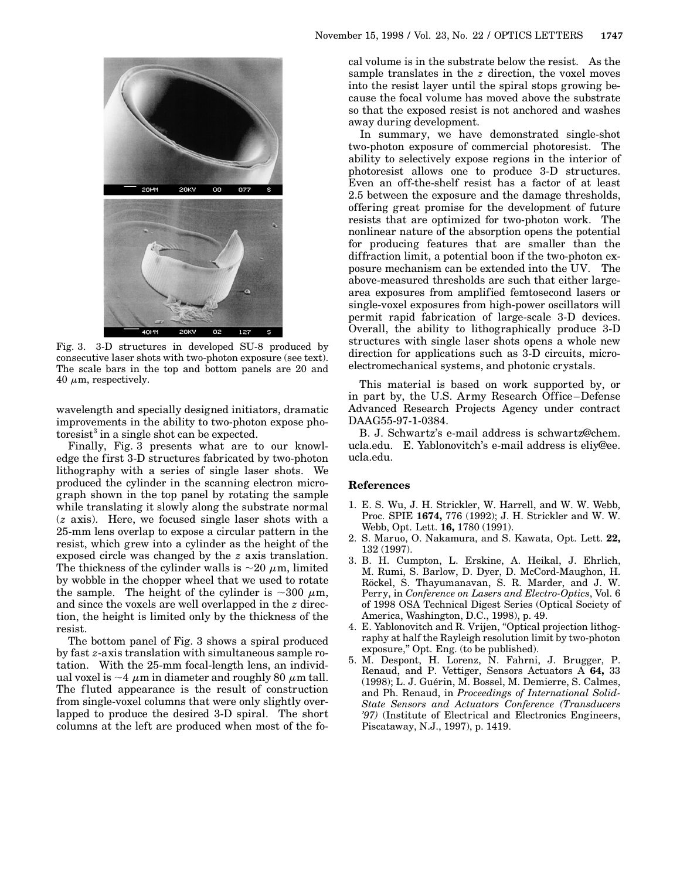Fig. 3. 3-D structures in developed SU-8 produced by consecutive laser shots with two-photon exposure (see text). The scale bars in the top and bottom panels are 20 and 40 $\mu$m, respectively.

wavelength and specially designed initiators, dramatic improvements in the ability to two-photon expose photoresist[3] in a single shot can be expected.

Finally, Fig. 3 presents what are to our knowledge the first 3-D structures fabricated by two-photon lithography with a series of single laser shots. We produced the cylinder in the scanning electron micrograph shown in the top panel by rotating the sample while translating it slowly along the substrate normal ($z$ axis). Here, we focused single laser shots with a 25-mm lens overlap to expose a circular pattern in the resist, which grew into a cylinder as the height of the exposed circle was changed by the $z$ axis translation. The thickness of the cylinder walls is ~20 $\mu$m, limited by wobble in the chopper wheel that we used to rotate the sample. The height of the cylinder is ~300 $\mu$m, and since the voxels are well overlapped in the $z$ direction, the height is limited only by the thickness of the resist.

The bottom panel of Fig. 3 shows a spiral produced by fast $z$-axis translation with simultaneous sample rotation. With the 25-mm focal-length lens, an individual voxel is ~4 $\mu$m in diameter and roughly 80 $\mu$m tall. The fluted appearance is the result of construction from single-voxel columns that were only slightly overlapped to produce the desired 3-D spiral. The short columns at the left are produced when most of the focal volume is in the substrate below the resist. As the sample translates in the $z$ direction, the voxel moves into the resist layer until the spiral stops growing because the focal volume has moved above the substrate so that the exposed resist is not anchored and washes away during development.

In summary, we have demonstrated single-shot two-photon exposure of commercial photoresist. The ability to selectively expose regions in the interior of photoresist allows one to produce 3-D structures. Even an off-the-shelf resist has a factor of at least 2.5 between the exposure and the damage thresholds, offering great promise for the development of future resists that are optimized for two-photon work. The nonlinear nature of the absorption opens the potential for producing features that are smaller than the diffraction limit, a potential boon if the two-photon exposure mechanism can be extended into the UV. The above-measured thresholds are such that either large-area exposures from amplified femtosecond lasers or single-voxel exposures from high-power oscillators will permit rapid fabrication of large-scale 3-D devices. Overall, the ability to lithographically produce 3-D structures with single laser shots opens a whole new direction for applications such as 3-D circuits, microelectromechanical systems, and photonic crystals.

This material is based on work supported by, or in part by, the U.S. Army Research Office–Defense Advanced Research Projects Agency under contract DAAG55-97-1-0384.

B. J. Schwartz's e-mail address is schwartz@chem.ucla.edu. E. Yablonovitch's e-mail address is eliy@ee.ucla.edu.

## References

1. E. S. Wu, J. H. Strickler, W. Harrell, and W. W. Webb, Proc. SPIE **1674,** 776 (1992); J. H. Strickler and W. W. Webb, Opt. Lett. **16,** 1780 (1991).
2. S. Maruo, O. Nakamura, and S. Kawata, Opt. Lett. **22,** 132 (1997).
3. B. H. Cumpton, L. Erskine, A. Heikal, J. Ehrlich, M. Rumi, S. Barlow, D. Dyer, D. McCord-Maughon, H. Röckel, S. Thayumanavan, S. R. Marder, and J. W. Perry, in *Conference on Lasers and Electro-Optics*, Vol. 6 of 1998 OSA Technical Digest Series (Optical Society of America, Washington, D.C., 1998), p. 49.
4. E. Yablonovitch and R. Vrijen, "Optical projection lithography at half the Rayleigh resolution limit by two-photon exposure," Opt. Eng. (to be published).
5. M. Despont, H. Lorenz, N. Fahrni, J. Brugger, P. Renaud, and P. Vettiger, Sensors Actuators A **64,** 33 (1998); L. J. Guérin, M. Bossel, M. Demierre, S. Calmes, and Ph. Renaud, in *Proceedings of International Solid-State Sensors and Actuators Conference (Transducers '97)* (Institute of Electrical and Electronics Engineers, Piscataway, N.J., 1997), p. 1419.